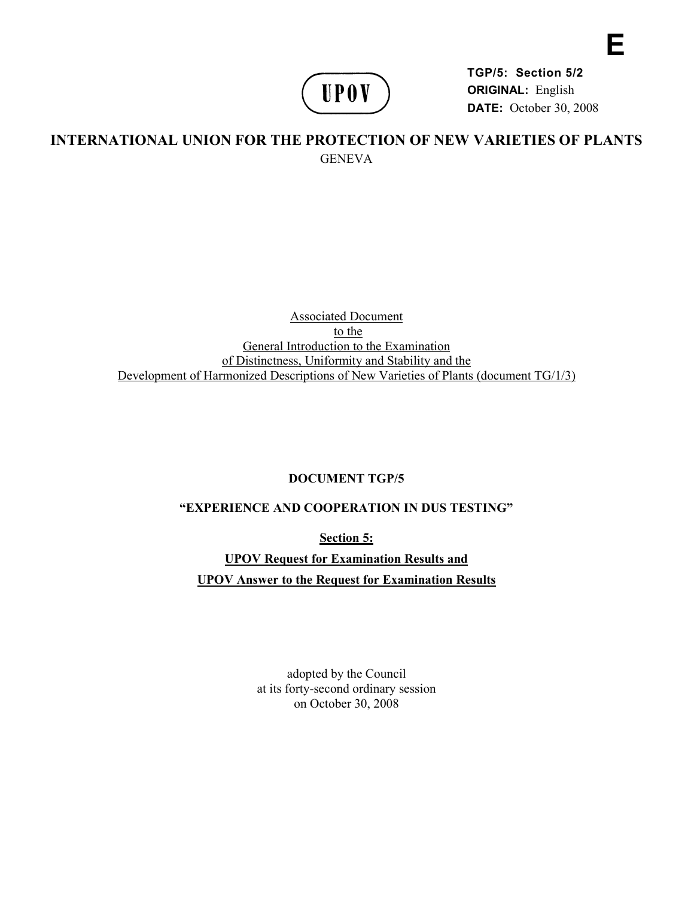E

TGP/5: Section 5/2
**ORIGINAL:** English
**DATE:** October 30, 2008

UPOV

# INTERNATIONAL UNION FOR THE PROTECTION OF NEW VARIETIES OF PLANTS

GENEVA

Associated Document
to the
General Introduction to the Examination
of Distinctness, Uniformity and Stability and the
Development of Harmonized Descriptions of New Varieties of Plants (document TG/1/3)

## DOCUMENT TGP/5

## "EXPERIENCE AND COOPERATION IN DUS TESTING"

### Section 5:

### UPOV Request for Examination Results and
### UPOV Answer to the Request for Examination Results

adopted by the Council
at its forty-second ordinary session
on October 30, 2008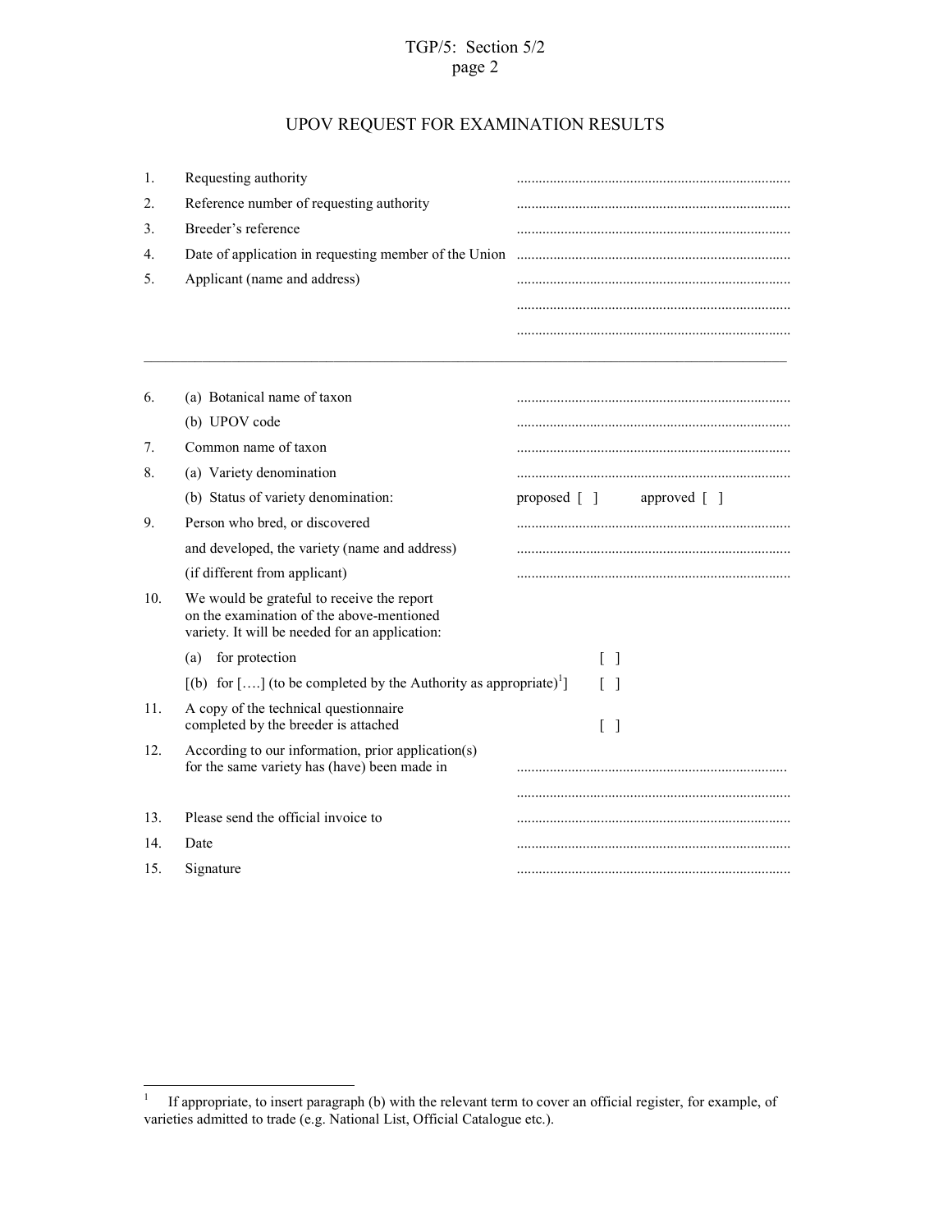# UPOV REQUEST FOR EXAMINATION RESULTS

1. Requesting authority ..........................................................................
2. Reference number of requesting authority ..........................................................................
3. Breeder's reference ..........................................................................
4. Date of application in requesting member of the Union ..........................................................................
5. Applicant (name and address) ..........................................................................
   ..........................................................................
   ..........................................................................

---

6. (a) Botanical name of taxon ..........................................................................
   (b) UPOV code ..........................................................................
7. Common name of taxon ..........................................................................
8. (a) Variety denomination ..........................................................................
   (b) Status of variety denomination: proposed [ ] approved [ ]
9. Person who bred, or discovered ..........................................................................
   and developed, the variety (name and address) ..........................................................................
   (if different from applicant) ..........................................................................
10. We would be grateful to receive the report on the examination of the above-mentioned variety. It will be needed for an application:
    (a) for protection [ ]
    [(b) for [….] (to be completed by the Authority as appropriate)[1]] [ ]
11. A copy of the technical questionnaire completed by the breeder is attached [ ]
12. According to our information, prior application(s) for the same variety has (have) been made in .........................................................................
    ..........................................................................
13. Please send the official invoice to ..........................................................................
14. Date ..........................................................................
15. Signature ..........................................................................

---

[1] If appropriate, to insert paragraph (b) with the relevant term to cover an official register, for example, of varieties admitted to trade (e.g. National List, Official Catalogue etc.).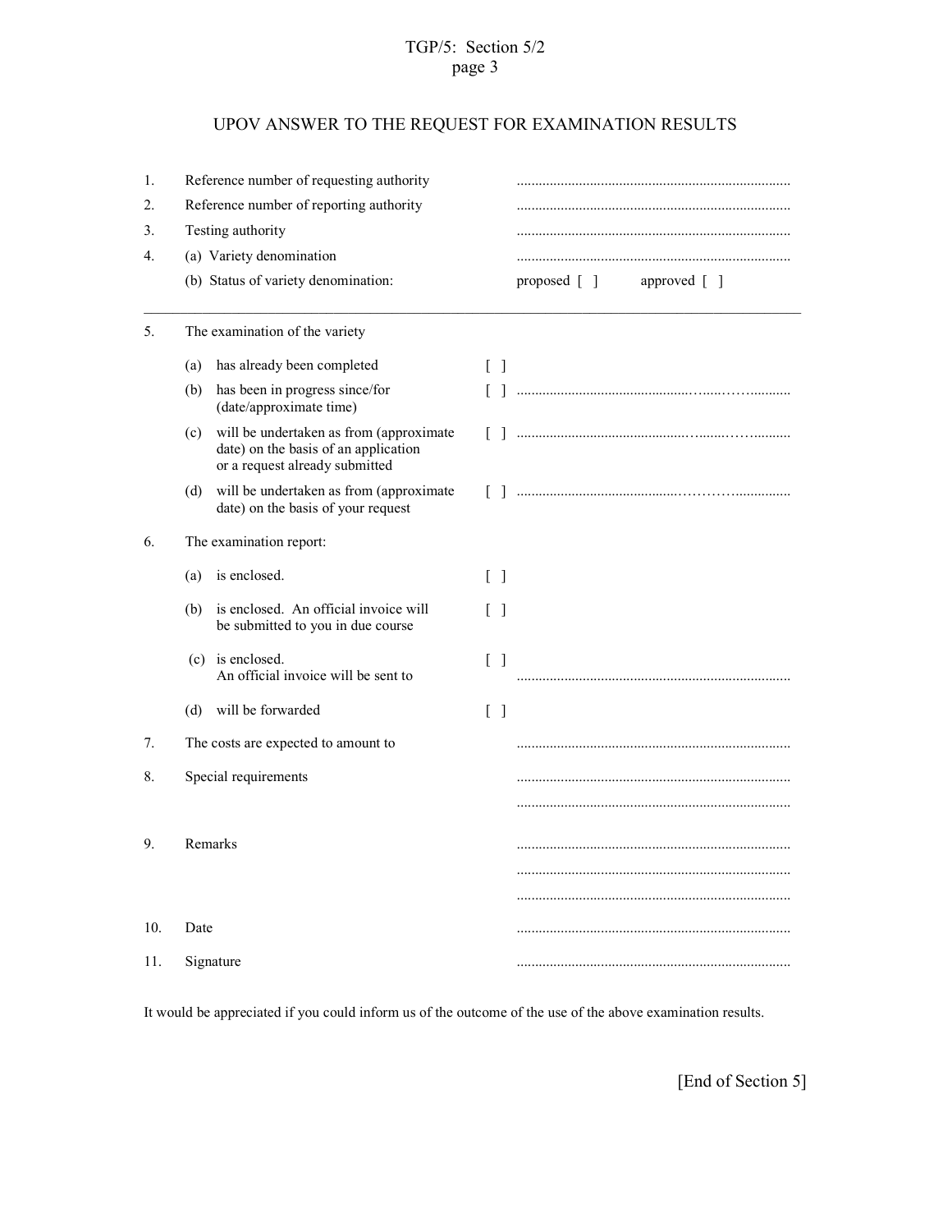## UPOV ANSWER TO THE REQUEST FOR EXAMINATION RESULTS

1. Reference number of requesting authority ..........................................................................
2. Reference number of reporting authority ..........................................................................
3. Testing authority ..........................................................................
4. (a) Variety denomination ..........................................................................
   (b) Status of variety denomination: proposed [ ] approved [ ]

---

5. The examination of the variety
   (a) has already been completed [ ]
   (b) has been in progress since/for (date/approximate time) [ ] ..........................................................................
   (c) will be undertaken as from (approximate date) on the basis of an application or a request already submitted [ ] ..........................................................................
   (d) will be undertaken as from (approximate date) on the basis of your request [ ] ..........................................................................

6. The examination report:
   (a) is enclosed. [ ]
   (b) is enclosed. An official invoice will be submitted to you in due course [ ]
   (c) is enclosed. An official invoice will be sent to [ ] ..........................................................................
   (d) will be forwarded [ ]

7. The costs are expected to amount to ..........................................................................
8. Special requirements ..........................................................................
   ..........................................................................
9. Remarks ..........................................................................
   ..........................................................................
   ..........................................................................
10. Date ..........................................................................
11. Signature ..........................................................................

It would be appreciated if you could inform us of the outcome of the use of the above examination results.

[End of Section 5]